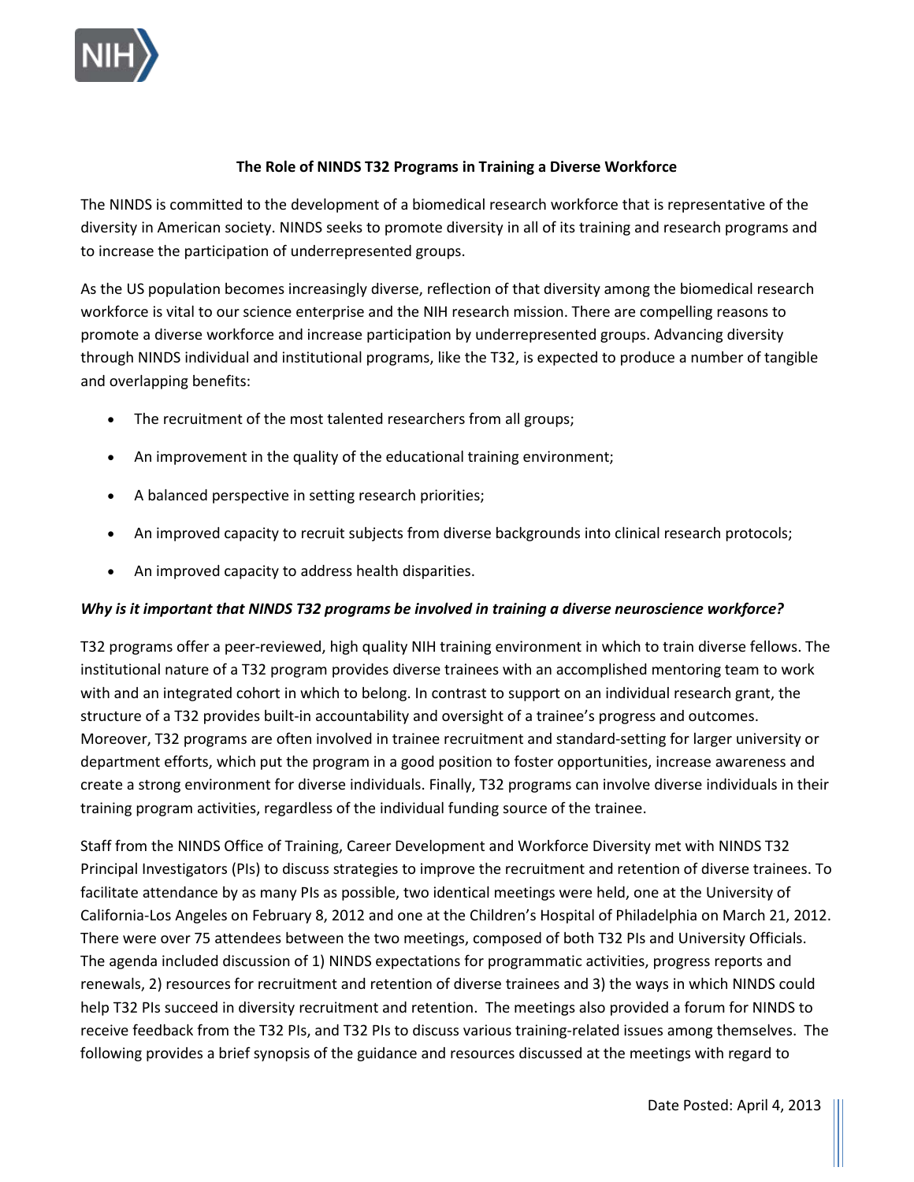# The Role of NINDS T32 Programs in Training a Diverse Workforce

The NINDS is committed to the development of a biomedical research workforce that is representative of the diversity in American society. NINDS seeks to promote diversity in all of its training and research programs and to increase the participation of underrepresented groups.

As the US population becomes increasingly diverse, reflection of that diversity among the biomedical research workforce is vital to our science enterprise and the NIH research mission. There are compelling reasons to promote a diverse workforce and increase participation by underrepresented groups. Advancing diversity through NINDS individual and institutional programs, like the T32, is expected to produce a number of tangible and overlapping benefits:

- The recruitment of the most talented researchers from all groups;
- An improvement in the quality of the educational training environment;
- A balanced perspective in setting research priorities;
- An improved capacity to recruit subjects from diverse backgrounds into clinical research protocols;
- An improved capacity to address health disparities.

***Why is it important that NINDS T32 programs be involved in training a diverse neuroscience workforce?***

T32 programs offer a peer-reviewed, high quality NIH training environment in which to train diverse fellows. The institutional nature of a T32 program provides diverse trainees with an accomplished mentoring team to work with and an integrated cohort in which to belong. In contrast to support on an individual research grant, the structure of a T32 provides built-in accountability and oversight of a trainee's progress and outcomes. Moreover, T32 programs are often involved in trainee recruitment and standard-setting for larger university or department efforts, which put the program in a good position to foster opportunities, increase awareness and create a strong environment for diverse individuals. Finally, T32 programs can involve diverse individuals in their training program activities, regardless of the individual funding source of the trainee.

Staff from the NINDS Office of Training, Career Development and Workforce Diversity met with NINDS T32 Principal Investigators (PIs) to discuss strategies to improve the recruitment and retention of diverse trainees. To facilitate attendance by as many PIs as possible, two identical meetings were held, one at the University of California-Los Angeles on February 8, 2012 and one at the Children's Hospital of Philadelphia on March 21, 2012. There were over 75 attendees between the two meetings, composed of both T32 PIs and University Officials. The agenda included discussion of 1) NINDS expectations for programmatic activities, progress reports and renewals, 2) resources for recruitment and retention of diverse trainees and 3) the ways in which NINDS could help T32 PIs succeed in diversity recruitment and retention. The meetings also provided a forum for NINDS to receive feedback from the T32 PIs, and T32 PIs to discuss various training-related issues among themselves. The following provides a brief synopsis of the guidance and resources discussed at the meetings with regard to

Date Posted: April 4, 2013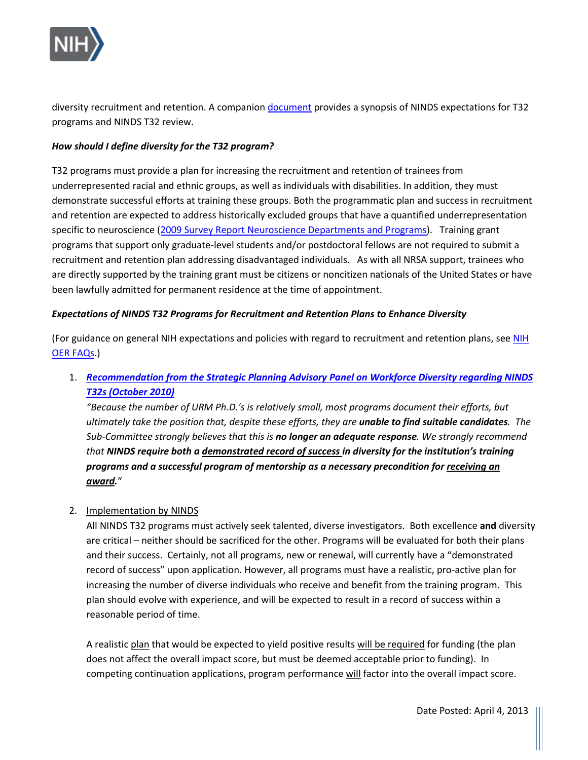diversity recruitment and retention. A companion [document](#) provides a synopsis of NINDS expectations for T32 programs and NINDS T32 review.

***How should I define diversity for the T32 program?***

T32 programs must provide a plan for increasing the recruitment and retention of trainees from underrepresented racial and ethnic groups, as well as individuals with disabilities. In addition, they must demonstrate successful efforts at training these groups. Both the programmatic plan and success in recruitment and retention are expected to address historically excluded groups that have a quantified underrepresentation specific to neuroscience ([2009 Survey Report Neuroscience Departments and Programs](#)). Training grant programs that support only graduate-level students and/or postdoctoral fellows are not required to submit a recruitment and retention plan addressing disadvantaged individuals. As with all NRSA support, trainees who are directly supported by the training grant must be citizens or noncitizen nationals of the United States or have been lawfully admitted for permanent residence at the time of appointment.

***Expectations of NINDS T32 Programs for Recruitment and Retention Plans to Enhance Diversity***

(For guidance on general NIH expectations and policies with regard to recruitment and retention plans, see [NIH OER FAQs](#).)

1. ***Recommendation from the Strategic Planning Advisory Panel on Workforce Diversity regarding NINDS T32s (October 2010)***
   *"Because the number of URM Ph.D.'s is relatively small, most programs document their efforts, but ultimately take the position that, despite these efforts, they are **unable to find suitable candidates**. The Sub-Committee strongly believes that this is **no longer an adequate response**. We strongly recommend that **NINDS require both a <u>demonstrated record of success</u> in diversity for the institution's training programs and a successful program of mentorship as a necessary precondition for <u>receiving an award</u>.**"*

2. <u>Implementation by NINDS</u>
   All NINDS T32 programs must actively seek talented, diverse investigators. Both excellence **and** diversity are critical – neither should be sacrificed for the other. Programs will be evaluated for both their plans and their success. Certainly, not all programs, new or renewal, will currently have a "demonstrated record of success" upon application. However, all programs must have a realistic, pro-active plan for increasing the number of diverse individuals who receive and benefit from the training program. This plan should evolve with experience, and will be expected to result in a record of success within a reasonable period of time.

   A realistic <u>plan</u> that would be expected to yield positive results <u>will be required</u> for funding (the plan does not affect the overall impact score, but must be deemed acceptable prior to funding). In competing continuation applications, program performance <u>will</u> factor into the overall impact score.

Date Posted: April 4, 2013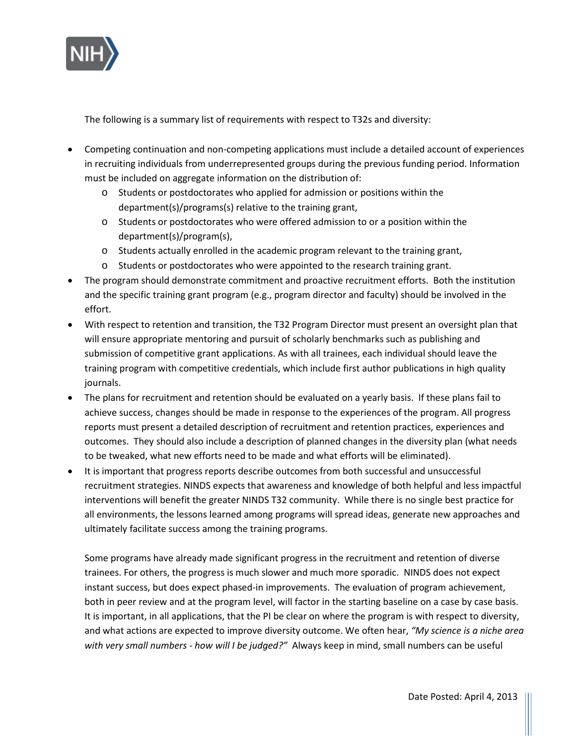The following is a summary list of requirements with respect to T32s and diversity:

- Competing continuation and non-competing applications must include a detailed account of experiences in recruiting individuals from underrepresented groups during the previous funding period. Information must be included on aggregate information on the distribution of:
  - Students or postdoctorates who applied for admission or positions within the department(s)/programs(s) relative to the training grant,
  - Students or postdoctorates who were offered admission to or a position within the department(s)/program(s),
  - Students actually enrolled in the academic program relevant to the training grant,
  - Students or postdoctorates who were appointed to the research training grant.
- The program should demonstrate commitment and proactive recruitment efforts. Both the institution and the specific training grant program (e.g., program director and faculty) should be involved in the effort.
- With respect to retention and transition, the T32 Program Director must present an oversight plan that will ensure appropriate mentoring and pursuit of scholarly benchmarks such as publishing and submission of competitive grant applications. As with all trainees, each individual should leave the training program with competitive credentials, which include first author publications in high quality journals.
- The plans for recruitment and retention should be evaluated on a yearly basis. If these plans fail to achieve success, changes should be made in response to the experiences of the program. All progress reports must present a detailed description of recruitment and retention practices, experiences and outcomes. They should also include a description of planned changes in the diversity plan (what needs to be tweaked, what new efforts need to be made and what efforts will be eliminated).
- It is important that progress reports describe outcomes from both successful and unsuccessful recruitment strategies. NINDS expects that awareness and knowledge of both helpful and less impactful interventions will benefit the greater NINDS T32 community. While there is no single best practice for all environments, the lessons learned among programs will spread ideas, generate new approaches and ultimately facilitate success among the training programs.

Some programs have already made significant progress in the recruitment and retention of diverse trainees. For others, the progress is much slower and much more sporadic. NINDS does not expect instant success, but does expect phased-in improvements. The evaluation of program achievement, both in peer review and at the program level, will factor in the starting baseline on a case by case basis. It is important, in all applications, that the PI be clear on where the program is with respect to diversity, and what actions are expected to improve diversity outcome. We often hear, *"My science is a niche area with very small numbers - how will I be judged?"* Always keep in mind, small numbers can be useful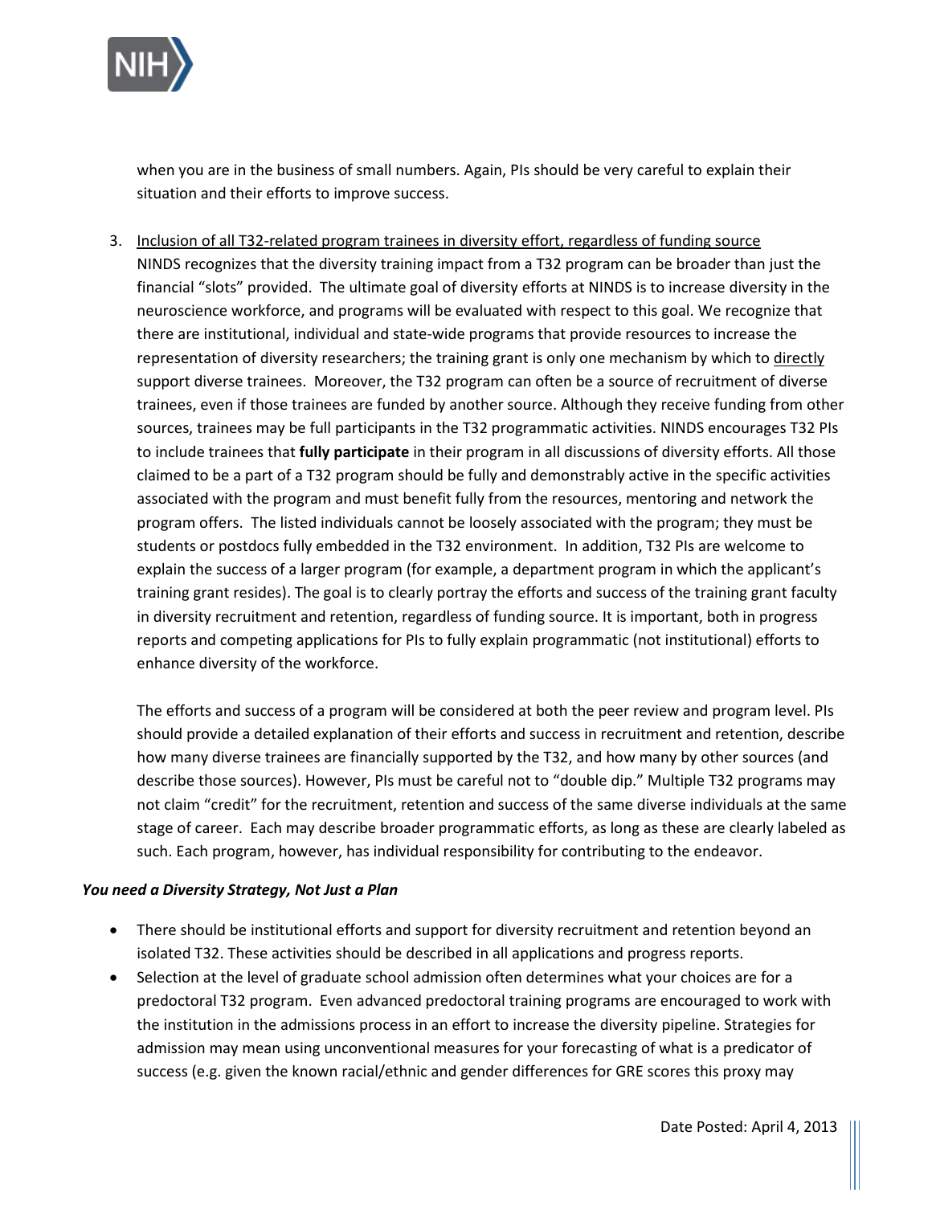when you are in the business of small numbers. Again, PIs should be very careful to explain their situation and their efforts to improve success.

3. Inclusion of all T32-related program trainees in diversity effort, regardless of funding source
   NINDS recognizes that the diversity training impact from a T32 program can be broader than just the financial "slots" provided. The ultimate goal of diversity efforts at NINDS is to increase diversity in the neuroscience workforce, and programs will be evaluated with respect to this goal. We recognize that there are institutional, individual and state-wide programs that provide resources to increase the representation of diversity researchers; the training grant is only one mechanism by which to directly support diverse trainees. Moreover, the T32 program can often be a source of recruitment of diverse trainees, even if those trainees are funded by another source. Although they receive funding from other sources, trainees may be full participants in the T32 programmatic activities. NINDS encourages T32 PIs to include trainees that **fully participate** in their program in all discussions of diversity efforts. All those claimed to be a part of a T32 program should be fully and demonstrably active in the specific activities associated with the program and must benefit fully from the resources, mentoring and network the program offers. The listed individuals cannot be loosely associated with the program; they must be students or postdocs fully embedded in the T32 environment. In addition, T32 PIs are welcome to explain the success of a larger program (for example, a department program in which the applicant's training grant resides). The goal is to clearly portray the efforts and success of the training grant faculty in diversity recruitment and retention, regardless of funding source. It is important, both in progress reports and competing applications for PIs to fully explain programmatic (not institutional) efforts to enhance diversity of the workforce.

   The efforts and success of a program will be considered at both the peer review and program level. PIs should provide a detailed explanation of their efforts and success in recruitment and retention, describe how many diverse trainees are financially supported by the T32, and how many by other sources (and describe those sources). However, PIs must be careful not to "double dip." Multiple T32 programs may not claim "credit" for the recruitment, retention and success of the same diverse individuals at the same stage of career. Each may describe broader programmatic efforts, as long as these are clearly labeled as such. Each program, however, has individual responsibility for contributing to the endeavor.

***You need a Diversity Strategy, Not Just a Plan***

- There should be institutional efforts and support for diversity recruitment and retention beyond an isolated T32. These activities should be described in all applications and progress reports.
- Selection at the level of graduate school admission often determines what your choices are for a predoctoral T32 program. Even advanced predoctoral training programs are encouraged to work with the institution in the admissions process in an effort to increase the diversity pipeline. Strategies for admission may mean using unconventional measures for your forecasting of what is a predicator of success (e.g. given the known racial/ethnic and gender differences for GRE scores this proxy may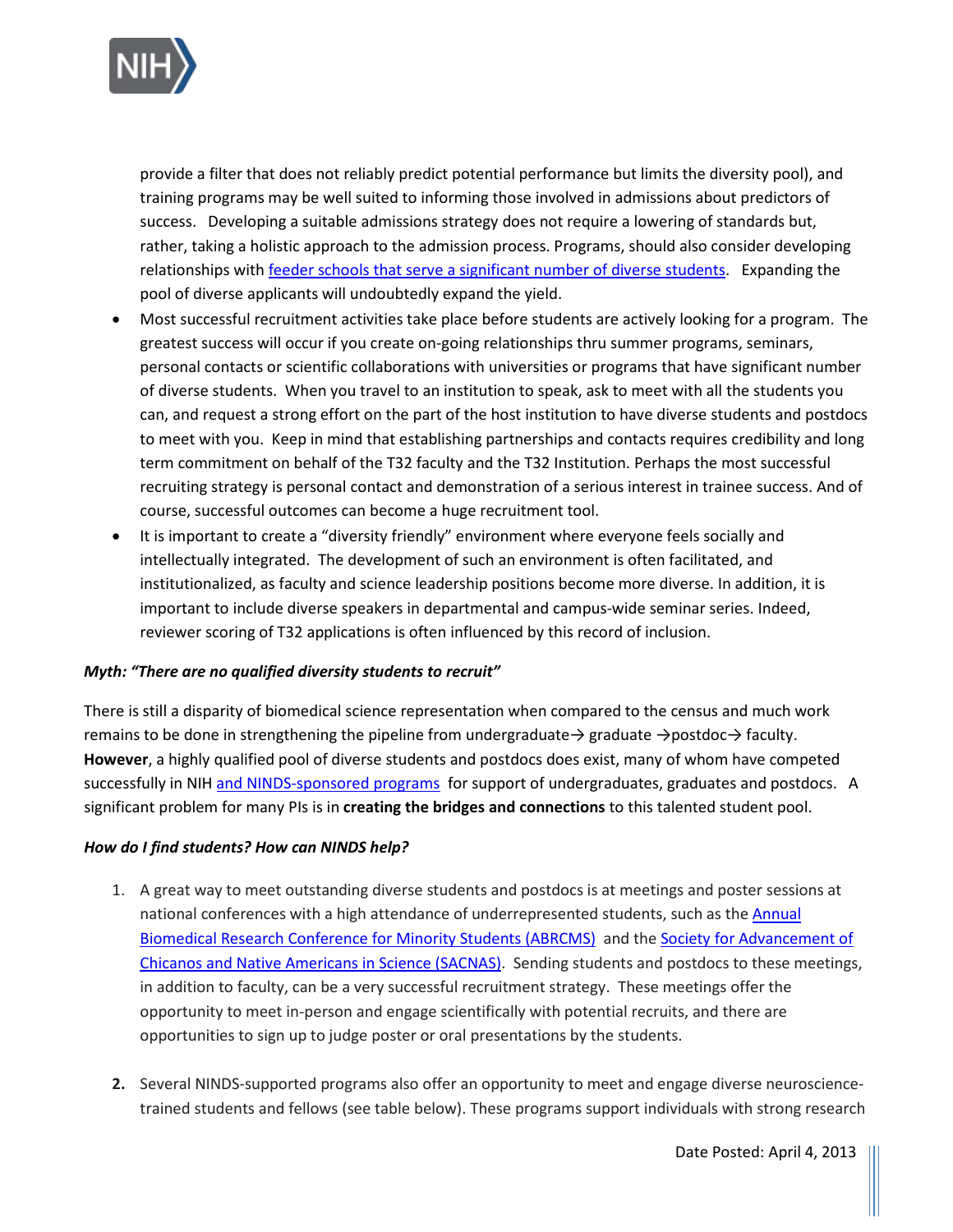provide a filter that does not reliably predict potential performance but limits the diversity pool), and training programs may be well suited to informing those involved in admissions about predictors of success. Developing a suitable admissions strategy does not require a lowering of standards but, rather, taking a holistic approach to the admission process. Programs, should also consider developing relationships with feeder schools that serve a significant number of diverse students. Expanding the pool of diverse applicants will undoubtedly expand the yield.

- Most successful recruitment activities take place before students are actively looking for a program. The greatest success will occur if you create on-going relationships thru summer programs, seminars, personal contacts or scientific collaborations with universities or programs that have significant number of diverse students. When you travel to an institution to speak, ask to meet with all the students you can, and request a strong effort on the part of the host institution to have diverse students and postdocs to meet with you. Keep in mind that establishing partnerships and contacts requires credibility and long term commitment on behalf of the T32 faculty and the T32 Institution. Perhaps the most successful recruiting strategy is personal contact and demonstration of a serious interest in trainee success. And of course, successful outcomes can become a huge recruitment tool.
- It is important to create a "diversity friendly" environment where everyone feels socially and intellectually integrated. The development of such an environment is often facilitated, and institutionalized, as faculty and science leadership positions become more diverse. In addition, it is important to include diverse speakers in departmental and campus-wide seminar series. Indeed, reviewer scoring of T32 applications is often influenced by this record of inclusion.

***Myth: "There are no qualified diversity students to recruit"***

There is still a disparity of biomedical science representation when compared to the census and much work remains to be done in strengthening the pipeline from undergraduate→ graduate →postdoc→ faculty. **However**, a highly qualified pool of diverse students and postdocs does exist, many of whom have competed successfully in NIH and NINDS-sponsored programs for support of undergraduates, graduates and postdocs. A significant problem for many PIs is in **creating the bridges and connections** to this talented student pool.

***How do I find students? How can NINDS help?***

1. A great way to meet outstanding diverse students and postdocs is at meetings and poster sessions at national conferences with a high attendance of underrepresented students, such as the Annual Biomedical Research Conference for Minority Students (ABRCMS) and the Society for Advancement of Chicanos and Native Americans in Science (SACNAS). Sending students and postdocs to these meetings, in addition to faculty, can be a very successful recruitment strategy. These meetings offer the opportunity to meet in-person and engage scientifically with potential recruits, and there are opportunities to sign up to judge poster or oral presentations by the students.

2. Several NINDS-supported programs also offer an opportunity to meet and engage diverse neuroscience-trained students and fellows (see table below). These programs support individuals with strong research

Date Posted: April 4, 2013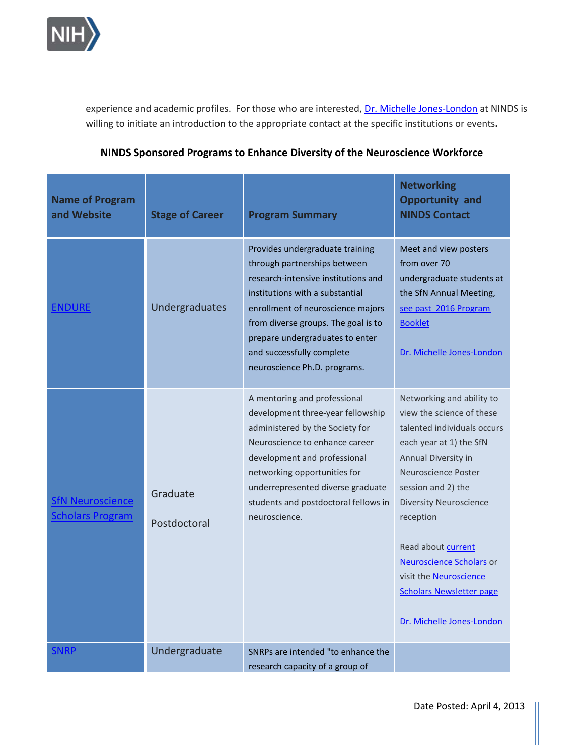experience and academic profiles. For those who are interested, Dr. Michelle Jones-London at NINDS is willing to initiate an introduction to the appropriate contact at the specific institutions or events.

**NINDS Sponsored Programs to Enhance Diversity of the Neuroscience Workforce**

| Name of Program and Website | Stage of Career | Program Summary | Networking Opportunity and NINDS Contact |
|---|---|---|---|
| ENDURE | Undergraduates | Provides undergraduate training through partnerships between research-intensive institutions and institutions with a substantial enrollment of neuroscience majors from diverse groups. The goal is to prepare undergraduates to enter and successfully complete neuroscience Ph.D. programs. | Meet and view posters from over 70 undergraduate students at the SfN Annual Meeting, see past 2016 Program Booklet<br><br>Dr. Michelle Jones-London |
| SfN Neuroscience Scholars Program | Graduate<br><br>Postdoctoral | A mentoring and professional development three-year fellowship administered by the Society for Neuroscience to enhance career development and professional networking opportunities for underrepresented diverse graduate students and postdoctoral fellows in neuroscience. | Networking and ability to view the science of these talented individuals occurs each year at 1) the SfN Annual Diversity in Neuroscience Poster session and 2) the Diversity Neuroscience reception<br><br>Read about current Neuroscience Scholars or visit the Neuroscience Scholars Newsletter page<br><br>Dr. Michelle Jones-London |
| SNRP | Undergraduate | SNRPs are intended "to enhance the research capacity of a group of | |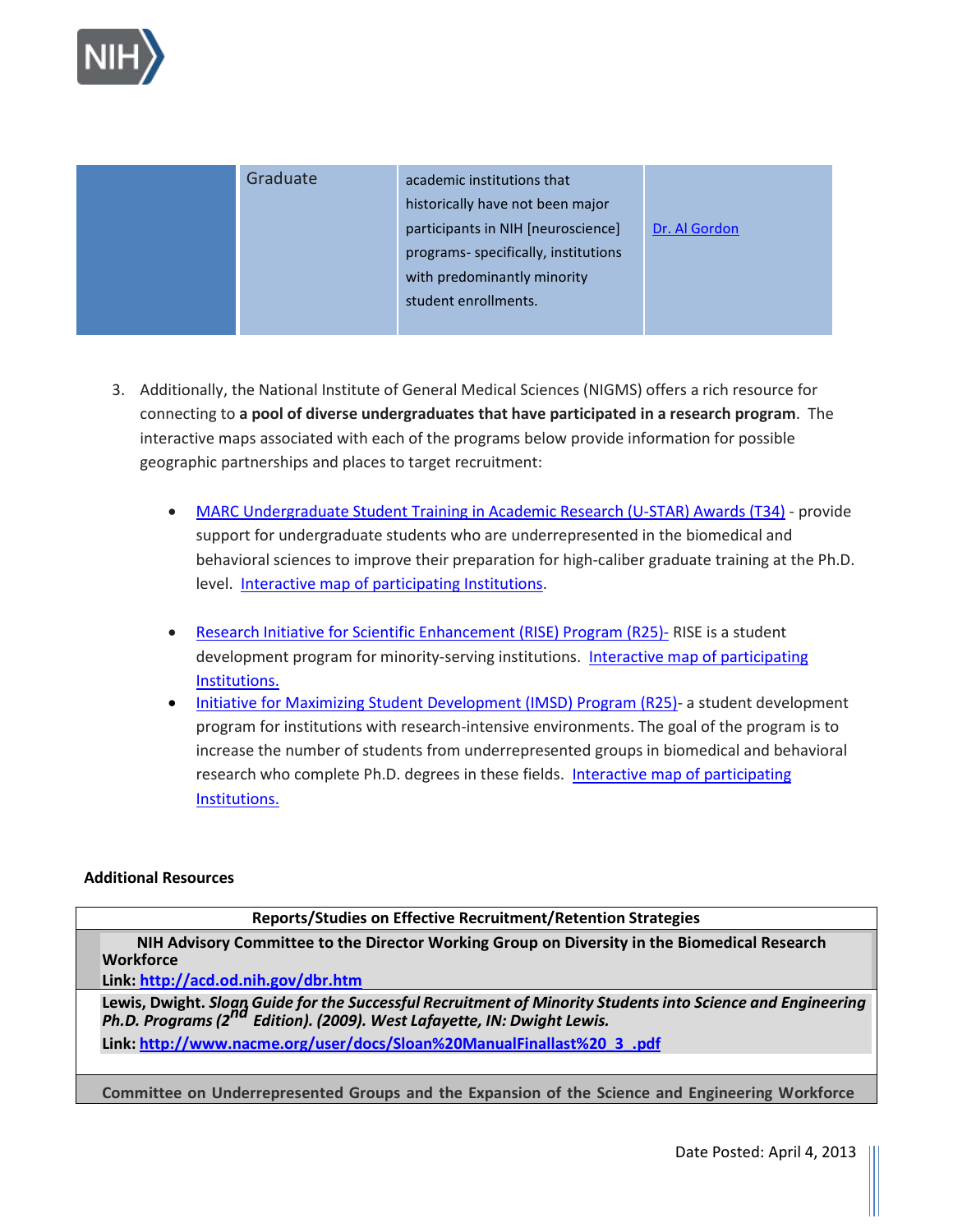| | Graduate | academic institutions that historically have not been major participants in NIH [neuroscience] programs- specifically, institutions with predominantly minority student enrollments. | Dr. Al Gordon |
|---|---|---|---|

3. Additionally, the National Institute of General Medical Sciences (NIGMS) offers a rich resource for connecting to **a pool of diverse undergraduates that have participated in a research program**. The interactive maps associated with each of the programs below provide information for possible geographic partnerships and places to target recruitment:

   - MARC Undergraduate Student Training in Academic Research (U-STAR) Awards (T34) - provide support for undergraduate students who are underrepresented in the biomedical and behavioral sciences to improve their preparation for high-caliber graduate training at the Ph.D. level. Interactive map of participating Institutions.

   - Research Initiative for Scientific Enhancement (RISE) Program (R25)- RISE is a student development program for minority-serving institutions. Interactive map of participating Institutions.
   - Initiative for Maximizing Student Development (IMSD) Program (R25)- a student development program for institutions with research-intensive environments. The goal of the program is to increase the number of students from underrepresented groups in biomedical and behavioral research who complete Ph.D. degrees in these fields. Interactive map of participating Institutions.

**Additional Resources**

| **Reports/Studies on Effective Recruitment/Retention Strategies** |
|---|
| **NIH Advisory Committee to the Director Working Group on Diversity in the Biomedical Research Workforce**<br>**Link: http://acd.od.nih.gov/dbr.htm** |
| **Lewis, Dwight. *Sloan Guide for the Successful Recruitment of Minority Students into Science and Engineering Ph.D. Programs (2nd Edition). (2009). West Lafayette, IN: Dwight Lewis.***<br>**Link: http://www.nacme.org/user/docs/Sloan%20ManualFinallast%20_3_.pdf** |
| **Committee on Underrepresented Groups and the Expansion of the Science and Engineering Workforce** |

Date Posted: April 4, 2013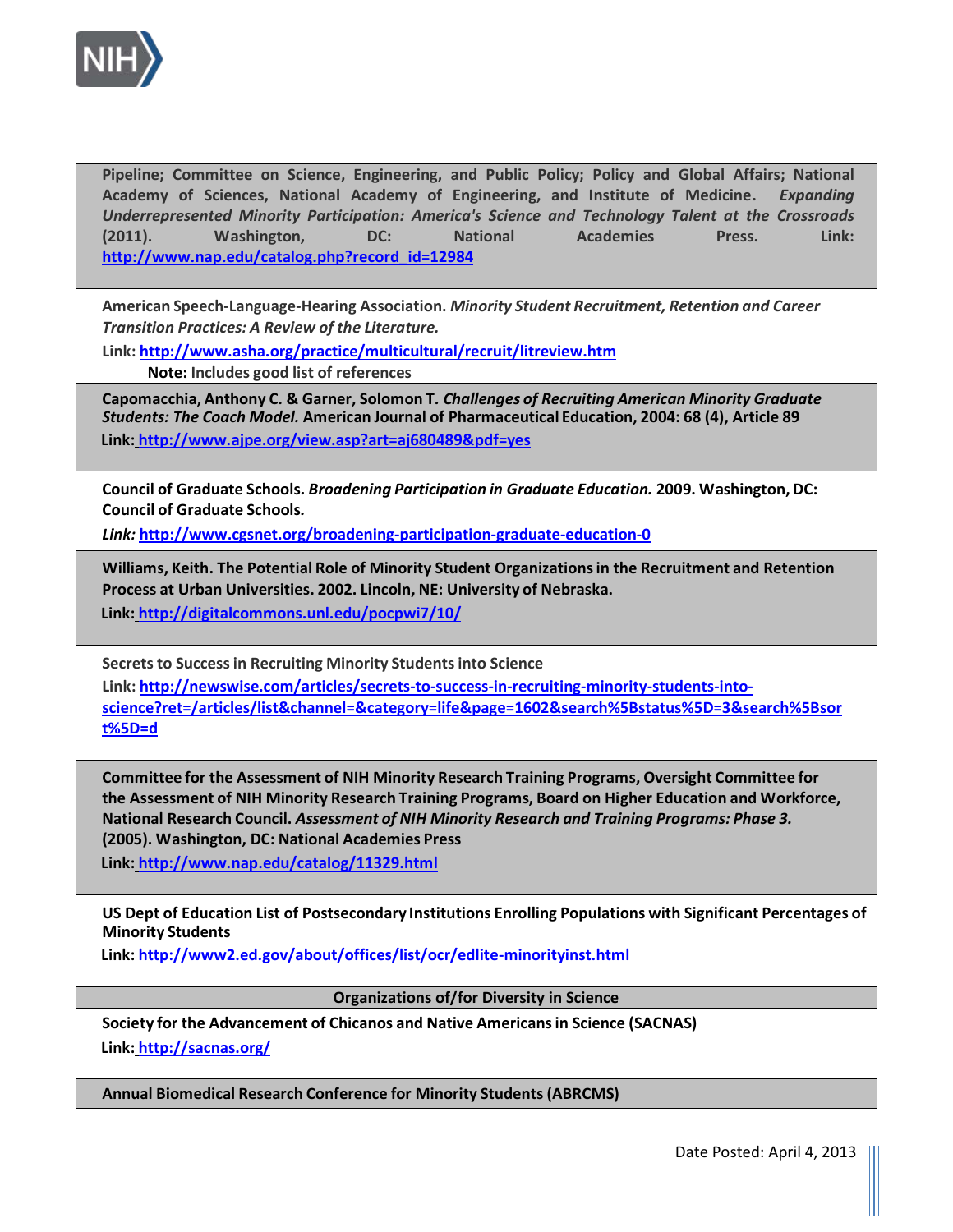**Pipeline; Committee on Science, Engineering, and Public Policy; Policy and Global Affairs; National Academy of Sciences, National Academy of Engineering, and Institute of Medicine.** ***Expanding Underrepresented Minority Participation: America's Science and Technology Talent at the Crossroads*** **(2011). Washington, DC: National Academies Press. Link:** **http://www.nap.edu/catalog.php?record_id=12984**

**American Speech-Language-Hearing Association.** ***Minority Student Recruitment, Retention and Career Transition Practices: A Review of the Literature.***

**Link: http://www.asha.org/practice/multicultural/recruit/litreview.htm**

**Note:** Includes good list of references

**Capomacchia, Anthony C. & Garner, Solomon T.** ***Challenges of Recruiting American Minority Graduate Students: The Coach Model.*** **American Journal of Pharmaceutical Education, 2004: 68 (4), Article 89**

**Link: http://www.ajpe.org/view.asp?art=aj680489&pdf=yes**

**Council of Graduate Schools.** ***Broadening Participation in Graduate Education.*** **2009. Washington, DC: Council of Graduate Schools.**

***Link:*** **http://www.cgsnet.org/broadening-participation-graduate-education-0**

**Williams, Keith. The Potential Role of Minority Student Organizations in the Recruitment and Retention Process at Urban Universities. 2002. Lincoln, NE: University of Nebraska.**

**Link: http://digitalcommons.unl.edu/pocpwi7/10/**

**Secrets to Success in Recruiting Minority Students into Science**

**Link: http://newswise.com/articles/secrets-to-success-in-recruiting-minority-students-into-science?ret=/articles/list&channel=&category=life&page=1602&search%5Bstatus%5D=3&search%5Bsort%5D=d**

**Committee for the Assessment of NIH Minority Research Training Programs, Oversight Committee for the Assessment of NIH Minority Research Training Programs, Board on Higher Education and Workforce, National Research Council.** ***Assessment of NIH Minority Research and Training Programs: Phase 3.*** **(2005). Washington, DC: National Academies Press**

**Link: http://www.nap.edu/catalog/11329.html**

**US Dept of Education List of Postsecondary Institutions Enrolling Populations with Significant Percentages of Minority Students**

**Link: http://www2.ed.gov/about/offices/list/ocr/edlite-minorityinst.html**

## Organizations of/for Diversity in Science

**Society for the Advancement of Chicanos and Native Americans in Science (SACNAS)**

**Link: http://sacnas.org/**

**Annual Biomedical Research Conference for Minority Students (ABRCMS)**

Date Posted: April 4, 2013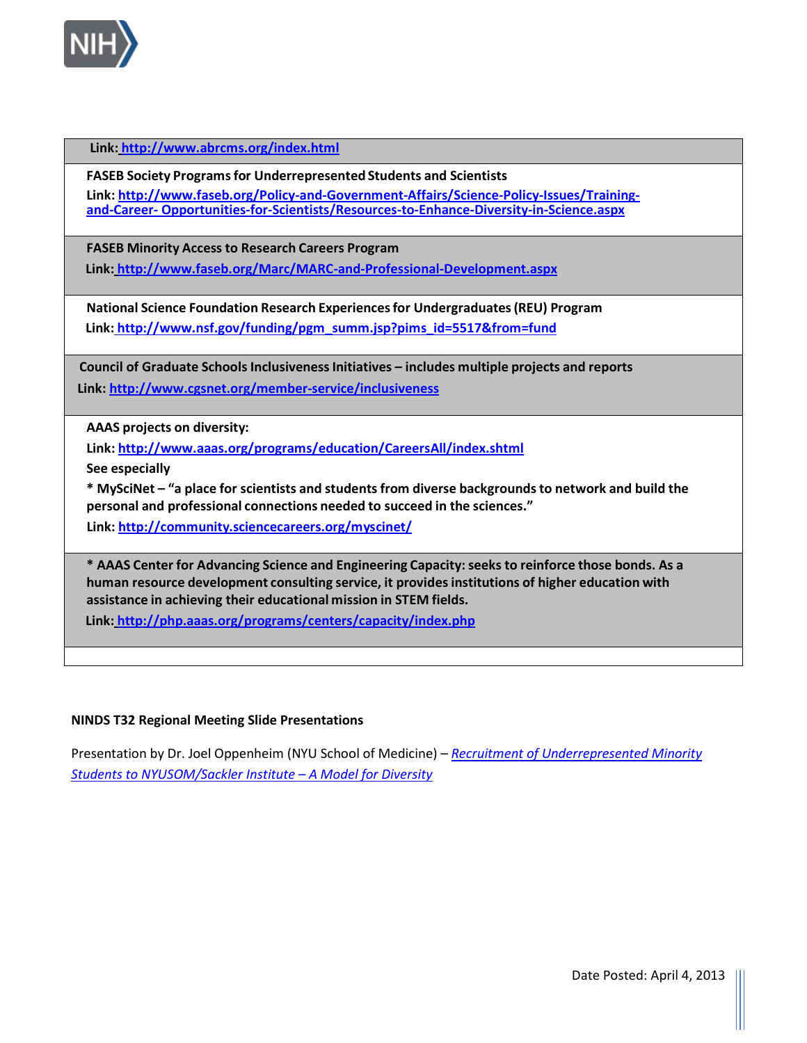Link: http://www.abrcms.org/index.html

**FASEB Society Programs for Underrepresented Students and Scientists**

Link: http://www.faseb.org/Policy-and-Government-Affairs/Science-Policy-Issues/Training-and-Career- Opportunities-for-Scientists/Resources-to-Enhance-Diversity-in-Science.aspx

**FASEB Minority Access to Research Careers Program**

Link: http://www.faseb.org/Marc/MARC-and-Professional-Development.aspx

**National Science Foundation Research Experiences for Undergraduates (REU) Program**

Link: http://www.nsf.gov/funding/pgm_summ.jsp?pims_id=5517&from=fund

**Council of Graduate Schools Inclusiveness Initiatives – includes multiple projects and reports**

Link: http://www.cgsnet.org/member-service/inclusiveness

**AAAS projects on diversity:**

Link: http://www.aaas.org/programs/education/CareersAll/index.shtml

See especially

* MySciNet – "a place for scientists and students from diverse backgrounds to network and build the personal and professional connections needed to succeed in the sciences."

Link: http://community.sciencecareers.org/myscinet/

* AAAS Center for Advancing Science and Engineering Capacity: seeks to reinforce those bonds. As a human resource development consulting service, it provides institutions of higher education with assistance in achieving their educational mission in STEM fields.

Link: http://php.aaas.org/programs/centers/capacity/index.php

**NINDS T32 Regional Meeting Slide Presentations**

Presentation by Dr. Joel Oppenheim (NYU School of Medicine) – *Recruitment of Underrepresented Minority Students to NYUSOM/Sackler Institute – A Model for Diversity*

Date Posted: April 4, 2013